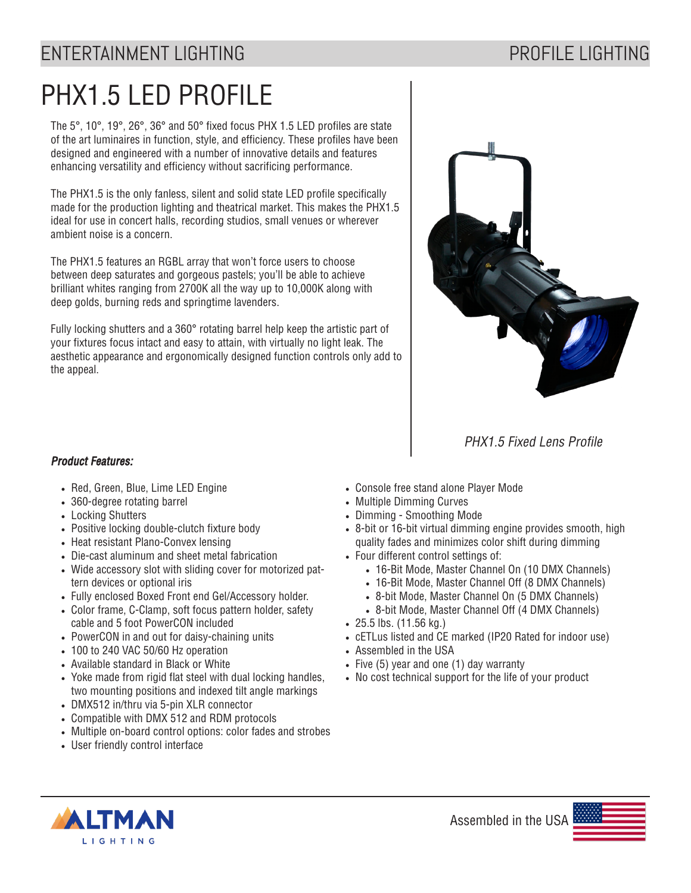ENTERTAINMENT LIGHTING PROFILE LIGHTING

# PHX1.5 LED PROFILE

The 5°, 10°, 19°, 26°, 36° and 50° fixed focus PHX 1.5 LED profiles are state of the art luminaires in function, style, and efficiency. These profiles have been designed and engineered with a number of innovative details and features enhancing versatility and efficiency without sacrificing performance.

The PHX1.5 is the only fanless, silent and solid state LED profile specifically made for the production lighting and theatrical market. This makes the PHX1.5 ideal for use in concert halls, recording studios, small venues or wherever ambient noise is a concern.

The PHX1.5 features an RGBL array that won't force users to choose between deep saturates and gorgeous pastels; you'll be able to achieve brilliant whites ranging from 2700K all the way up to 10,000K along with deep golds, burning reds and springtime lavenders.

Fully locking shutters and a 360° rotating barrel help keep the artistic part of your fixtures focus intact and easy to attain, with virtually no light leak. The aesthetic appearance and ergonomically designed function controls only add to the appeal.

*PHX1.5 Fixed Lens Profile*

***Product Features:***

- Red, Green, Blue, Lime LED Engine
- 360-degree rotating barrel
- Locking Shutters
- Positive locking double-clutch fixture body
- Heat resistant Plano-Convex lensing
- Die-cast aluminum and sheet metal fabrication
- Wide accessory slot with sliding cover for motorized pattern devices or optional iris
- Fully enclosed Boxed Front end Gel/Accessory holder.
- Color frame, C-Clamp, soft focus pattern holder, safety cable and 5 foot PowerCON included
- PowerCON in and out for daisy-chaining units
- 100 to 240 VAC 50/60 Hz operation
- Available standard in Black or White
- Yoke made from rigid flat steel with dual locking handles, two mounting positions and indexed tilt angle markings
- DMX512 in/thru via 5-pin XLR connector
- Compatible with DMX 512 and RDM protocols
- Multiple on-board control options: color fades and strobes
- User friendly control interface
- Console free stand alone Player Mode
- Multiple Dimming Curves
- Dimming - Smoothing Mode
- 8-bit or 16-bit virtual dimming engine provides smooth, high quality fades and minimizes color shift during dimming
- Four different control settings of:
  - 16-Bit Mode, Master Channel On (10 DMX Channels)
  - 16-Bit Mode, Master Channel Off (8 DMX Channels)
  - 8-bit Mode, Master Channel On (5 DMX Channels)
  - 8-bit Mode, Master Channel Off (4 DMX Channels)
- 25.5 lbs. (11.56 kg.)
- cETLus listed and CE marked (IP20 Rated for indoor use)
- Assembled in the USA
- Five (5) year and one (1) day warranty
- No cost technical support for the life of your product

ALTMAN LIGHTING

Assembled in the USA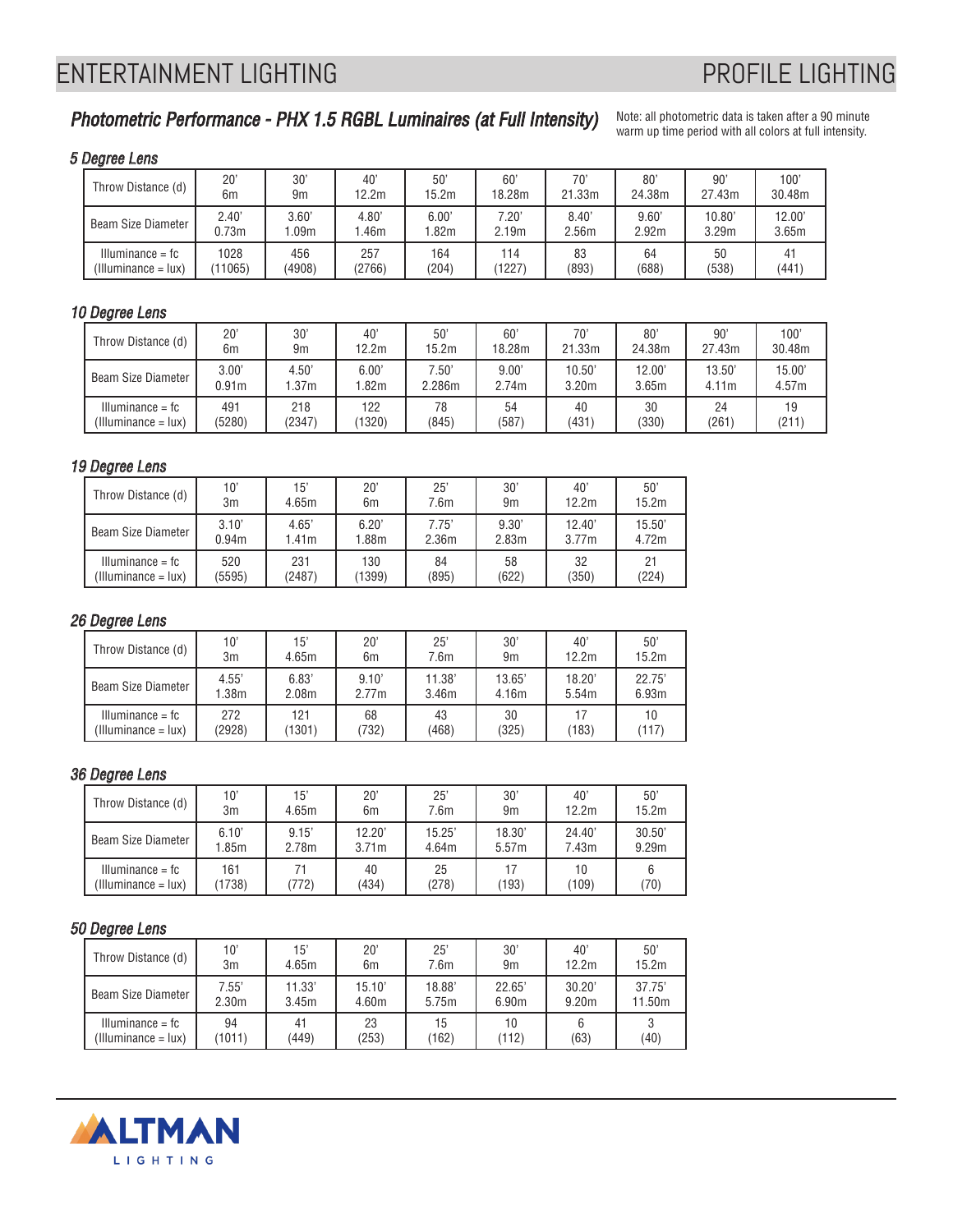## Photometric Performance - PHX 1.5 RGBL Luminaires (at Full Intensity)

Note: all photometric data is taken after a 90 minute warm up time period with all colors at full intensity.

### 5 Degree Lens

| Throw Distance (d) | 20'<br>6m | 30'<br>9m | 40'<br>12.2m | 50'<br>15.2m | 60'<br>18.28m | 70'<br>21.33m | 80'<br>24.38m | 90'<br>27.43m | 100'<br>30.48m |
|---|---|---|---|---|---|---|---|---|---|
| Beam Size Diameter | 2.40'<br>0.73m | 3.60'<br>1.09m | 4.80'<br>1.46m | 6.00'<br>1.82m | 7.20'<br>2.19m | 8.40'<br>2.56m | 9.60'<br>2.92m | 10.80'<br>3.29m | 12.00'<br>3.65m |
| Illuminance = fc<br>(Illuminance = lux) | 1028<br>(11065) | 456<br>(4908) | 257<br>(2766) | 164<br>(204) | 114<br>(1227) | 83<br>(893) | 64<br>(688) | 50<br>(538) | 41<br>(441) |

### 10 Degree Lens

| Throw Distance (d) | 20'<br>6m | 30'<br>9m | 40'<br>12.2m | 50'<br>15.2m | 60'<br>18.28m | 70'<br>21.33m | 80'<br>24.38m | 90'<br>27.43m | 100'<br>30.48m |
|---|---|---|---|---|---|---|---|---|---|
| Beam Size Diameter | 3.00'<br>0.91m | 4.50'<br>1.37m | 6.00'<br>1.82m | 7.50'<br>2.286m | 9.00'<br>2.74m | 10.50'<br>3.20m | 12.00'<br>3.65m | 13.50'<br>4.11m | 15.00'<br>4.57m |
| Illuminance = fc<br>(Illuminance = lux) | 491<br>(5280) | 218<br>(2347) | 122<br>(1320) | 78<br>(845) | 54<br>(587) | 40<br>(431) | 30<br>(330) | 24<br>(261) | 19<br>(211) |

### 19 Degree Lens

| Throw Distance (d) | 10'<br>3m | 15'<br>4.65m | 20'<br>6m | 25'<br>7.6m | 30'<br>9m | 40'<br>12.2m | 50'<br>15.2m |
|---|---|---|---|---|---|---|---|
| Beam Size Diameter | 3.10'<br>0.94m | 4.65'<br>1.41m | 6.20'<br>1.88m | 7.75'<br>2.36m | 9.30'<br>2.83m | 12.40'<br>3.77m | 15.50'<br>4.72m |
| Illuminance = fc<br>(Illuminance = lux) | 520<br>(5595) | 231<br>(2487) | 130<br>(1399) | 84<br>(895) | 58<br>(622) | 32<br>(350) | 21<br>(224) |

### 26 Degree Lens

| Throw Distance (d) | 10'<br>3m | 15'<br>4.65m | 20'<br>6m | 25'<br>7.6m | 30'<br>9m | 40'<br>12.2m | 50'<br>15.2m |
|---|---|---|---|---|---|---|---|
| Beam Size Diameter | 4.55'<br>1.38m | 6.83'<br>2.08m | 9.10'<br>2.77m | 11.38'<br>3.46m | 13.65'<br>4.16m | 18.20'<br>5.54m | 22.75'<br>6.93m |
| Illuminance = fc<br>(Illuminance = lux) | 272<br>(2928) | 121<br>(1301) | 68<br>(732) | 43<br>(468) | 30<br>(325) | 17<br>(183) | 10<br>(117) |

### 36 Degree Lens

| Throw Distance (d) | 10'<br>3m | 15'<br>4.65m | 20'<br>6m | 25'<br>7.6m | 30'<br>9m | 40'<br>12.2m | 50'<br>15.2m |
|---|---|---|---|---|---|---|---|
| Beam Size Diameter | 6.10'<br>1.85m | 9.15'<br>2.78m | 12.20'<br>3.71m | 15.25'<br>4.64m | 18.30'<br>5.57m | 24.40'<br>7.43m | 30.50'<br>9.29m |
| Illuminance = fc<br>(Illuminance = lux) | 161<br>(1738) | 71<br>(772) | 40<br>(434) | 25<br>(278) | 17<br>(193) | 10<br>(109) | 6<br>(70) |

### 50 Degree Lens

| Throw Distance (d) | 10'<br>3m | 15'<br>4.65m | 20'<br>6m | 25'<br>7.6m | 30'<br>9m | 40'<br>12.2m | 50'<br>15.2m |
|---|---|---|---|---|---|---|---|
| Beam Size Diameter | 7.55'<br>2.30m | 11.33'<br>3.45m | 15.10'<br>4.60m | 18.88'<br>5.75m | 22.65'<br>6.90m | 30.20'<br>9.20m | 37.75'<br>11.50m |
| Illuminance = fc<br>(Illuminance = lux) | 94<br>(1011) | 41<br>(449) | 23<br>(253) | 15<br>(162) | 10<br>(112) | 6<br>(63) | 3<br>(40) |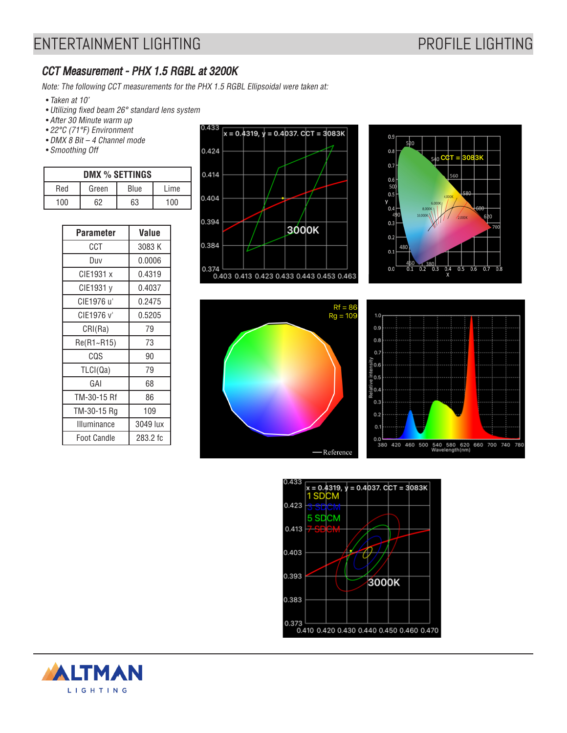## CCT Measurement - PHX 1.5 RGBL at 3200K

*Note: The following CCT measurements for the PHX 1.5 RGBL Ellipsoidal were taken at:*

- *Taken at 10'*
- *Utilizing fixed beam 26° standard lens system*
- *After 30 Minute warm up*
- *22°C (71°F) Environment*
- *DMX 8 Bit – 4 Channel mode*
- *Smoothing Off*

| DMX % SETTINGS | | | |
|---|---|---|---|
| Red | Green | Blue | Lime |
| 100 | 62 | 63 | 100 |

| Parameter | Value |
|---|---|
| CCT | 3083 K |
| Duv | 0.0006 |
| CIE1931 x | 0.4319 |
| CIE1931 y | 0.4037 |
| CIE1976 u' | 0.2475 |
| CIE1976 v' | 0.5205 |
| CRI(Ra) | 79 |
| Re(R1~R15) | 73 |
| CQS | 90 |
| TLCI(Qa) | 79 |
| GAI | 68 |
| TM-30-15 Rf | 86 |
| TM-30-15 Rg | 109 |
| Illuminance | 3049 lux |
| Foot Candle | 283.2 fc |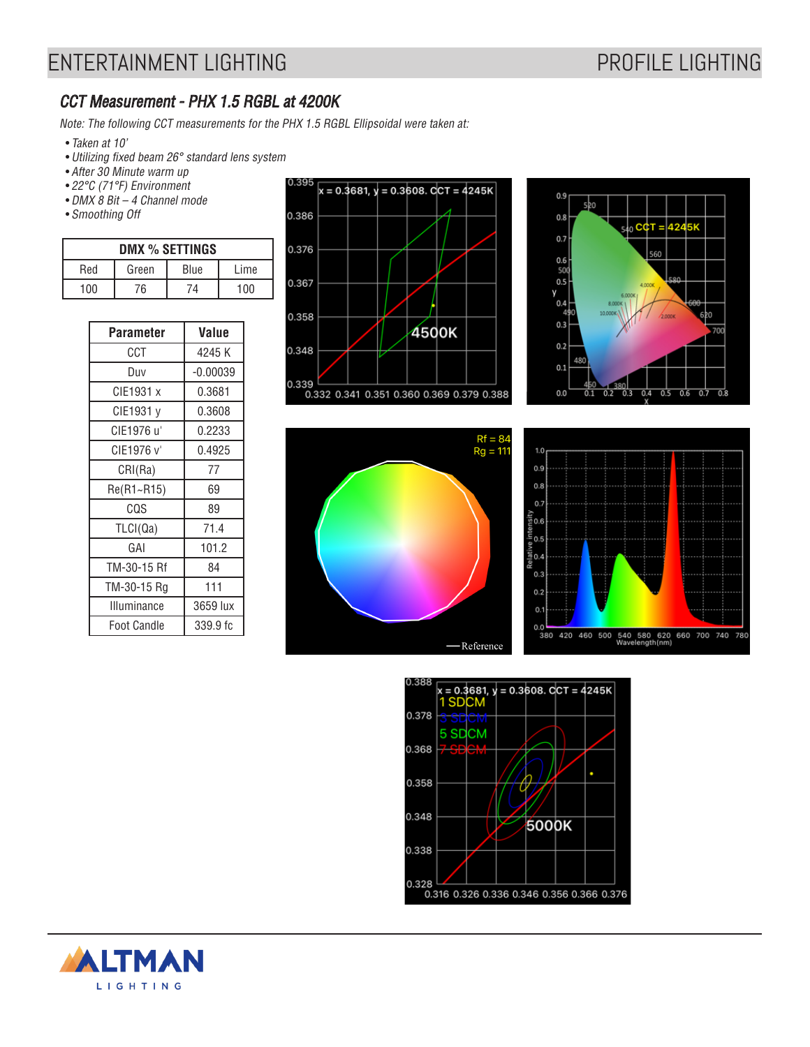## CCT Measurement - PHX 1.5 RGBL at 4200K

*Note: The following CCT measurements for the PHX 1.5 RGBL Ellipsoidal were taken at:*

- *Taken at 10'*
- *Utilizing fixed beam 26° standard lens system*
- *After 30 Minute warm up*
- *22°C (71°F) Environment*
- *DMX 8 Bit – 4 Channel mode*
- *Smoothing Off*

| DMX % SETTINGS | | | |
|---|---|---|---|
| Red | Green | Blue | Lime |
| 100 | 76 | 74 | 100 |

| Parameter | Value |
|---|---|
| CCT | 4245 K |
| Duv | -0.00039 |
| CIE1931 x | 0.3681 |
| CIE1931 y | 0.3608 |
| CIE1976 u' | 0.2233 |
| CIE1976 v' | 0.4925 |
| CRI(Ra) | 77 |
| Re(R1~R15) | 69 |
| CQS | 89 |
| TLCI(Qa) | 71.4 |
| GAI | 101.2 |
| TM-30-15 Rf | 84 |
| TM-30-15 Rg | 111 |
| Illuminance | 3659 lux |
| Foot Candle | 339.9 fc |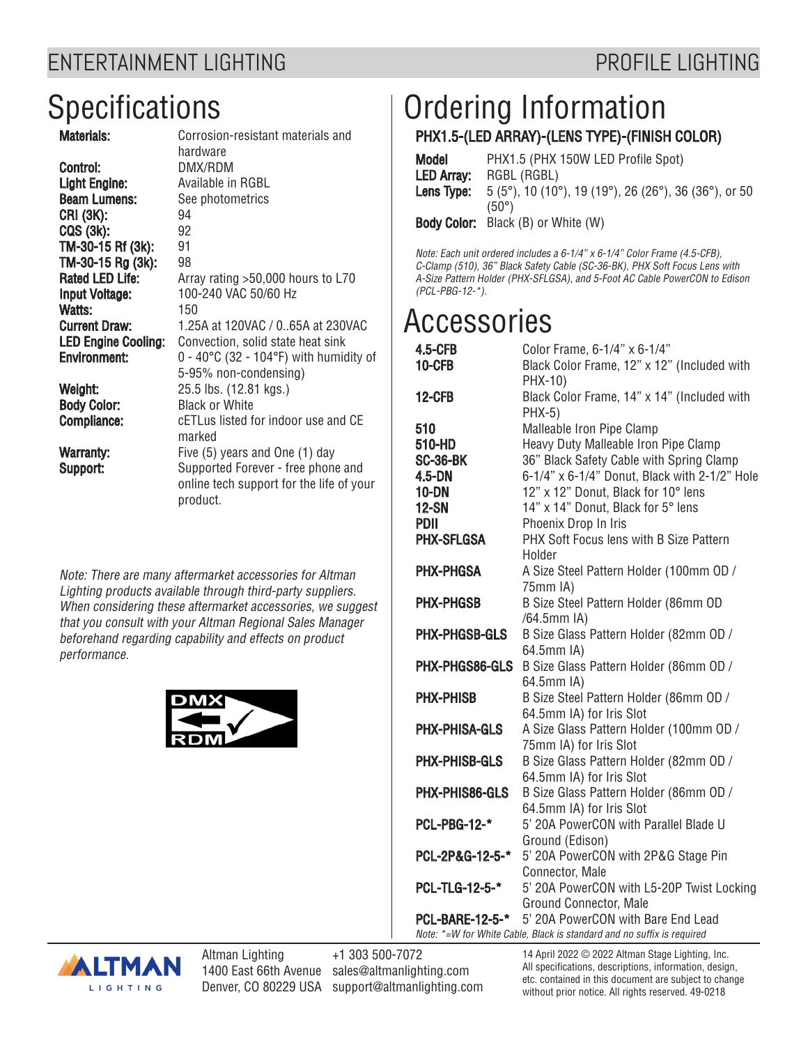# Specifications

| | |
|---|---|
| **Materials:** | Corrosion-resistant materials and hardware |
| **Control:** | DMX/RDM |
| **Light Engine:** | Available in RGBL |
| **Beam Lumens:** | See photometrics |
| **CRI (3K):** | 94 |
| **CQS (3k):** | 92 |
| **TM-30-15 Rf (3k):** | 91 |
| **TM-30-15 Rg (3k):** | 98 |
| **Rated LED Life:** | Array rating >50,000 hours to L70 |
| **Input Voltage:** | 100-240 VAC 50/60 Hz |
| **Watts:** | 150 |
| **Current Draw:** | 1.25A at 120VAC / 0..65A at 230VAC |
| **LED Engine Cooling:** | Convection, solid state heat sink |
| **Environment:** | 0 - 40°C (32 - 104°F) with humidity of 5-95% non-condensing) |
| **Weight:** | 25.5 lbs. (12.81 kgs.) |
| **Body Color:** | Black or White |
| **Compliance:** | cETLus listed for indoor use and CE marked |
| **Warranty:** | Five (5) years and One (1) day |
| **Support:** | Supported Forever - free phone and online tech support for the life of your product. |

*Note: There are many aftermarket accessories for Altman Lighting products available through third-party suppliers. When considering these aftermarket accessories, we suggest that you consult with your Altman Regional Sales Manager beforehand regarding capability and effects on product performance.*

# Ordering Information

**PHX1.5-(LED ARRAY)-(LENS TYPE)-(FINISH COLOR)**

| | |
|---|---|
| **Model** | PHX1.5 (PHX 150W LED Profile Spot) |
| **LED Array:** | RGBL (RGBL) |
| **Lens Type:** | 5 (5°), 10 (10°), 19 (19°), 26 (26°), 36 (36°), or 50 (50°) |
| **Body Color:** | Black (B) or White (W) |

*Note: Each unit ordered includes a 6-1/4" x 6-1/4" Color Frame (4.5-CFB), C-Clamp (510), 36" Black Safety Cable (SC-36-BK), PHX Soft Focus Lens with A-Size Pattern Holder (PHX-SFLGSA), and 5-Foot AC Cable PowerCON to Edison (PCL-PBG-12-*).*

# Accessories

| | |
|---|---|
| **4.5-CFB** | Color Frame, 6-1/4" x 6-1/4" |
| **10-CFB** | Black Color Frame, 12" x 12" (Included with PHX-10) |
| **12-CFB** | Black Color Frame, 14" x 14" (Included with PHX-5) |
| **510** | Malleable Iron Pipe Clamp |
| **510-HD** | Heavy Duty Malleable Iron Pipe Clamp |
| **SC-36-BK** | 36" Black Safety Cable with Spring Clamp |
| **4.5-DN** | 6-1/4" x 6-1/4" Donut, Black with 2-1/2" Hole |
| **10-DN** | 12" x 12" Donut, Black for 10° lens |
| **12-SN** | 14" x 14" Donut, Black for 5° lens |
| **PDII** | Phoenix Drop In Iris |
| **PHX-SFLGSA** | PHX Soft Focus lens with B Size Pattern Holder |
| **PHX-PHGSA** | A Size Steel Pattern Holder (100mm OD / 75mm IA) |
| **PHX-PHGSB** | B Size Steel Pattern Holder (86mm OD /64.5mm IA) |
| **PHX-PHGSB-GLS** | B Size Glass Pattern Holder (82mm OD / 64.5mm IA) |
| **PHX-PHGS86-GLS** | B Size Glass Pattern Holder (86mm OD / 64.5mm IA) |
| **PHX-PHISB** | B Size Steel Pattern Holder (86mm OD / 64.5mm IA) for Iris Slot |
| **PHX-PHISA-GLS** | A Size Glass Pattern Holder (100mm OD / 75mm IA) for Iris Slot |
| **PHX-PHISB-GLS** | B Size Glass Pattern Holder (82mm OD / 64.5mm IA) for Iris Slot |
| **PHX-PHIS86-GLS** | B Size Glass Pattern Holder (86mm OD / 64.5mm IA) for Iris Slot |
| **PCL-PBG-12-*** | 5' 20A PowerCON with Parallel Blade U Ground (Edison) |
| **PCL-2P&G-12-5-*** | 5' 20A PowerCON with 2P&G Stage Pin Connector, Male |
| **PCL-TLG-12-5-*** | 5' 20A PowerCON with L5-20P Twist Locking Ground Connector, Male |
| **PCL-BARE-12-5-*** | 5' 20A PowerCON with Bare End Lead |

*Note: *=W for White Cable, Black is standard and no suffix is required*

Altman Lighting
1400 East 66th Avenue
Denver, CO 80229 USA

+1 303 500-7072
sales@altmanlighting.com
support@altmanlighting.com

14 April 2022 © 2022 Altman Stage Lighting, Inc. All specifications, descriptions, information, design, etc. contained in this document are subject to change without prior notice. All rights reserved. 49-0218